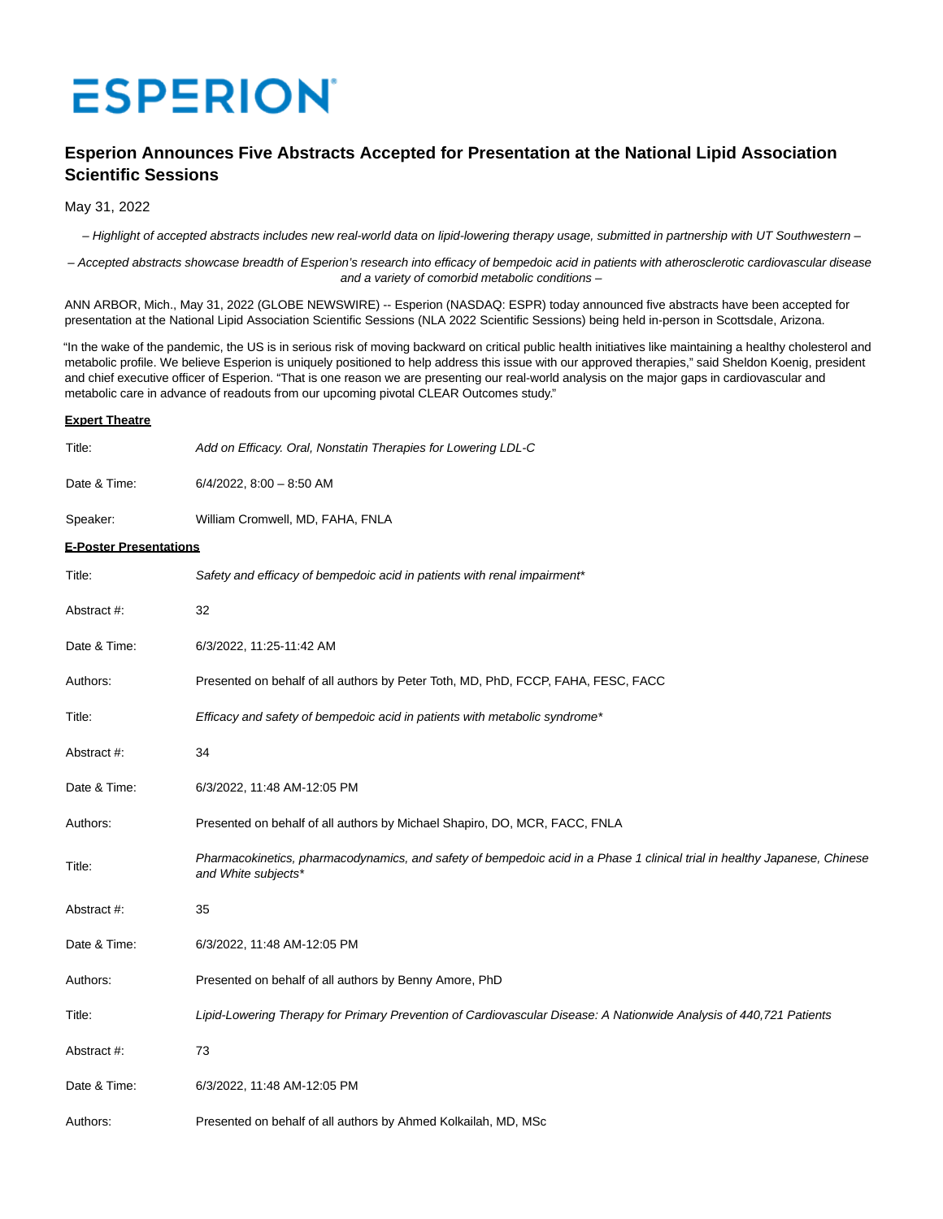ESPERION

# Esperion Announces Five Abstracts Accepted for Presentation at the National Lipid Association Scientific Sessions

May 31, 2022

*– Highlight of accepted abstracts includes new real-world data on lipid-lowering therapy usage, submitted in partnership with UT Southwestern –*

*– Accepted abstracts showcase breadth of Esperion's research into efficacy of bempedoic acid in patients with atherosclerotic cardiovascular disease and a variety of comorbid metabolic conditions –*

ANN ARBOR, Mich., May 31, 2022 (GLOBE NEWSWIRE) -- Esperion (NASDAQ: ESPR) today announced five abstracts have been accepted for presentation at the National Lipid Association Scientific Sessions (NLA 2022 Scientific Sessions) being held in-person in Scottsdale, Arizona.

"In the wake of the pandemic, the US is in serious risk of moving backward on critical public health initiatives like maintaining a healthy cholesterol and metabolic profile. We believe Esperion is uniquely positioned to help address this issue with our approved therapies," said Sheldon Koenig, president and chief executive officer of Esperion. "That is one reason we are presenting our real-world analysis on the major gaps in cardiovascular and metabolic care in advance of readouts from our upcoming pivotal CLEAR Outcomes study."

**Expert Theatre**

| | |
|---|---|
| Title: | *Add on Efficacy. Oral, Nonstatin Therapies for Lowering LDL-C* |
| Date & Time: | 6/4/2022, 8:00 – 8:50 AM |
| Speaker: | William Cromwell, MD, FAHA, FNLA |

**E-Poster Presentations**

| | |
|---|---|
| Title: | *Safety and efficacy of bempedoic acid in patients with renal impairment** |
| Abstract #: | 32 |
| Date & Time: | 6/3/2022, 11:25-11:42 AM |
| Authors: | Presented on behalf of all authors by Peter Toth, MD, PhD, FCCP, FAHA, FESC, FACC |
| Title: | *Efficacy and safety of bempedoic acid in patients with metabolic syndrome** |
| Abstract #: | 34 |
| Date & Time: | 6/3/2022, 11:48 AM-12:05 PM |
| Authors: | Presented on behalf of all authors by Michael Shapiro, DO, MCR, FACC, FNLA |
| Title: | *Pharmacokinetics, pharmacodynamics, and safety of bempedoic acid in a Phase 1 clinical trial in healthy Japanese, Chinese and White subjects** |
| Abstract #: | 35 |
| Date & Time: | 6/3/2022, 11:48 AM-12:05 PM |
| Authors: | Presented on behalf of all authors by Benny Amore, PhD |
| Title: | *Lipid-Lowering Therapy for Primary Prevention of Cardiovascular Disease: A Nationwide Analysis of 440,721 Patients* |
| Abstract #: | 73 |
| Date & Time: | 6/3/2022, 11:48 AM-12:05 PM |
| Authors: | Presented on behalf of all authors by Ahmed Kolkailah, MD, MSc |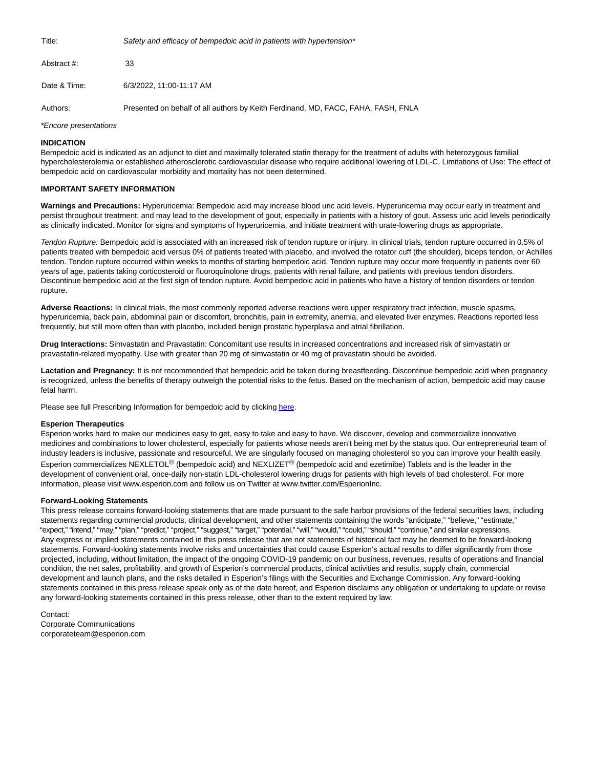| | |
|---|---|
| Title: | *Safety and efficacy of bempedoic acid in patients with hypertension\** |
| Abstract #: | 33 |
| Date & Time: | 6/3/2022, 11:00-11:17 AM |
| Authors: | Presented on behalf of all authors by Keith Ferdinand, MD, FACC, FAHA, FASH, FNLA |

*\*Encore presentations*

**INDICATION**

Bempedoic acid is indicated as an adjunct to diet and maximally tolerated statin therapy for the treatment of adults with heterozygous familial hypercholesterolemia or established atherosclerotic cardiovascular disease who require additional lowering of LDL-C. Limitations of Use: The effect of bempedoic acid on cardiovascular morbidity and mortality has not been determined.

**IMPORTANT SAFETY INFORMATION**

**Warnings and Precautions:** Hyperuricemia: Bempedoic acid may increase blood uric acid levels. Hyperuricemia may occur early in treatment and persist throughout treatment, and may lead to the development of gout, especially in patients with a history of gout. Assess uric acid levels periodically as clinically indicated. Monitor for signs and symptoms of hyperuricemia, and initiate treatment with urate-lowering drugs as appropriate.

*Tendon Rupture:* Bempedoic acid is associated with an increased risk of tendon rupture or injury. In clinical trials, tendon rupture occurred in 0.5% of patients treated with bempedoic acid versus 0% of patients treated with placebo, and involved the rotator cuff (the shoulder), biceps tendon, or Achilles tendon. Tendon rupture occurred within weeks to months of starting bempedoic acid. Tendon rupture may occur more frequently in patients over 60 years of age, patients taking corticosteroid or fluoroquinolone drugs, patients with renal failure, and patients with previous tendon disorders. Discontinue bempedoic acid at the first sign of tendon rupture. Avoid bempedoic acid in patients who have a history of tendon disorders or tendon rupture.

**Adverse Reactions:** In clinical trials, the most commonly reported adverse reactions were upper respiratory tract infection, muscle spasms, hyperuricemia, back pain, abdominal pain or discomfort, bronchitis, pain in extremity, anemia, and elevated liver enzymes. Reactions reported less frequently, but still more often than with placebo, included benign prostatic hyperplasia and atrial fibrillation.

**Drug Interactions:** Simvastatin and Pravastatin: Concomitant use results in increased concentrations and increased risk of simvastatin or pravastatin-related myopathy. Use with greater than 20 mg of simvastatin or 40 mg of pravastatin should be avoided.

**Lactation and Pregnancy:** It is not recommended that bempedoic acid be taken during breastfeeding. Discontinue bempedoic acid when pregnancy is recognized, unless the benefits of therapy outweigh the potential risks to the fetus. Based on the mechanism of action, bempedoic acid may cause fetal harm.

Please see full Prescribing Information for bempedoic acid by clicking here.

**Esperion Therapeutics**

Esperion works hard to make our medicines easy to get, easy to take and easy to have. We discover, develop and commercialize innovative medicines and combinations to lower cholesterol, especially for patients whose needs aren't being met by the status quo. Our entrepreneurial team of industry leaders is inclusive, passionate and resourceful. We are singularly focused on managing cholesterol so you can improve your health easily. Esperion commercializes NEXLETOL® (bempedoic acid) and NEXLIZET® (bempedoic acid and ezetimibe) Tablets and is the leader in the development of convenient oral, once-daily non-statin LDL-cholesterol lowering drugs for patients with high levels of bad cholesterol. For more information, please visit www.esperion.com and follow us on Twitter at www.twitter.com/EsperionInc.

**Forward-Looking Statements**

This press release contains forward-looking statements that are made pursuant to the safe harbor provisions of the federal securities laws, including statements regarding commercial products, clinical development, and other statements containing the words "anticipate," "believe," "estimate," "expect," "intend," "may," "plan," "predict," "project," "suggest," "target," "potential," "will," "would," "could," "should," "continue," and similar expressions. Any express or implied statements contained in this press release that are not statements of historical fact may be deemed to be forward-looking statements. Forward-looking statements involve risks and uncertainties that could cause Esperion's actual results to differ significantly from those projected, including, without limitation, the impact of the ongoing COVID-19 pandemic on our business, revenues, results of operations and financial condition, the net sales, profitability, and growth of Esperion's commercial products, clinical activities and results, supply chain, commercial development and launch plans, and the risks detailed in Esperion's filings with the Securities and Exchange Commission. Any forward-looking statements contained in this press release speak only as of the date hereof, and Esperion disclaims any obligation or undertaking to update or revise any forward-looking statements contained in this press release, other than to the extent required by law.

Contact:
Corporate Communications
corporateteam@esperion.com